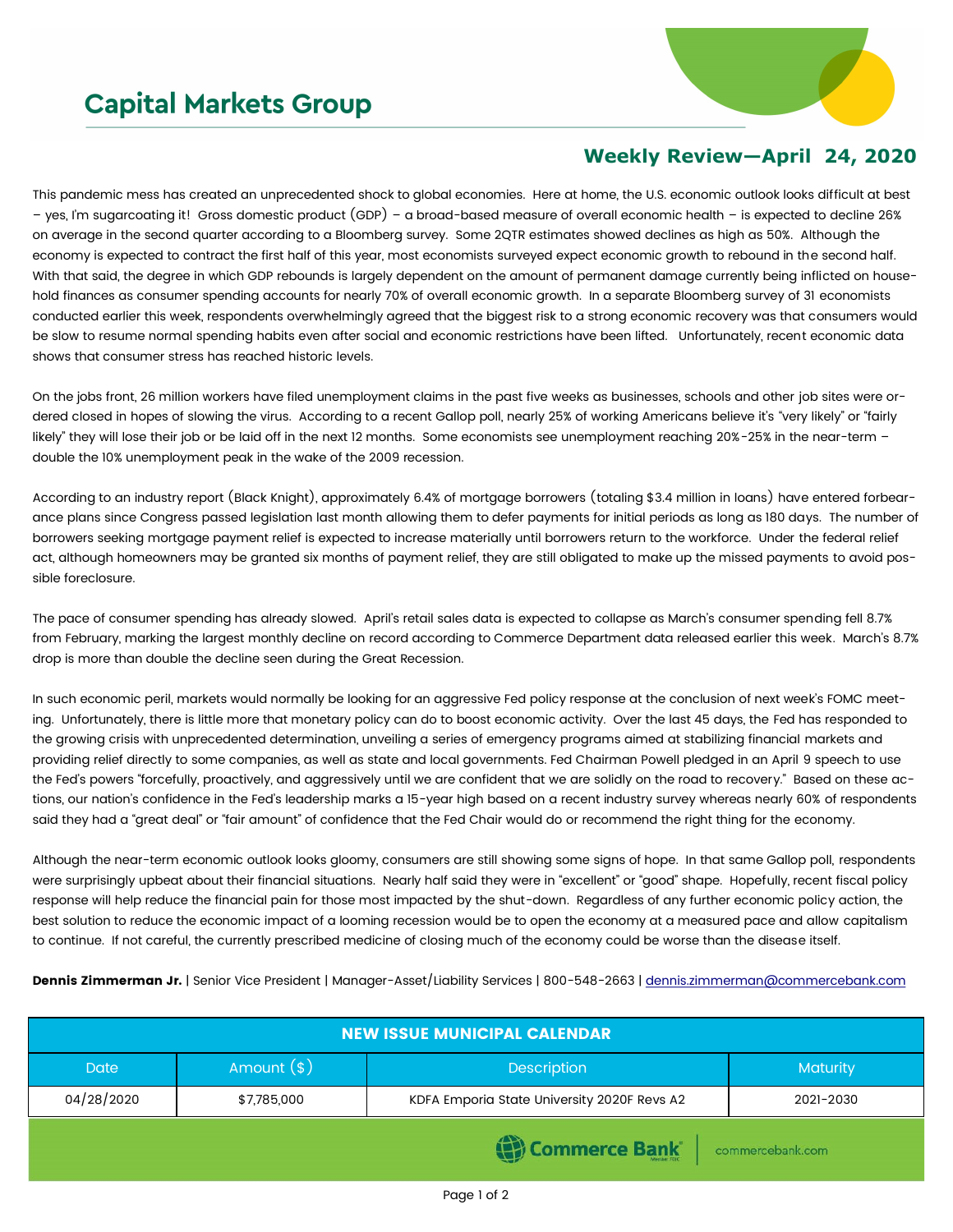# Capital Markets Group

## Weekly Review—April 24, 2020

This pandemic mess has created an unprecedented shock to global economies. Here at home, the U.S. economic outlook looks difficult at best – yes, I'm sugarcoating it! Gross domestic product (GDP) – a broad-based measure of overall economic health – is expected to decline 26% on average in the second quarter according to a Bloomberg survey. Some 2QTR estimates showed declines as high as 50%. Although the economy is expected to contract the first half of this year, most economists surveyed expect economic growth to rebound in the second half. With that said, the degree in which GDP rebounds is largely dependent on the amount of permanent damage currently being inflicted on household finances as consumer spending accounts for nearly 70% of overall economic growth. In a separate Bloomberg survey of 31 economists conducted earlier this week, respondents overwhelmingly agreed that the biggest risk to a strong economic recovery was that consumers would be slow to resume normal spending habits even after social and economic restrictions have been lifted. Unfortunately, recent economic data shows that consumer stress has reached historic levels.

On the jobs front, 26 million workers have filed unemployment claims in the past five weeks as businesses, schools and other job sites were ordered closed in hopes of slowing the virus. According to a recent Gallop poll, nearly 25% of working Americans believe it's "very likely" or "fairly likely" they will lose their job or be laid off in the next 12 months. Some economists see unemployment reaching 20%-25% in the near-term – double the 10% unemployment peak in the wake of the 2009 recession.

According to an industry report (Black Knight), approximately 6.4% of mortgage borrowers (totaling $3.4 million in loans) have entered forbearance plans since Congress passed legislation last month allowing them to defer payments for initial periods as long as 180 days. The number of borrowers seeking mortgage payment relief is expected to increase materially until borrowers return to the workforce. Under the federal relief act, although homeowners may be granted six months of payment relief, they are still obligated to make up the missed payments to avoid possible foreclosure.

The pace of consumer spending has already slowed. April's retail sales data is expected to collapse as March's consumer spending fell 8.7% from February, marking the largest monthly decline on record according to Commerce Department data released earlier this week. March's 8.7% drop is more than double the decline seen during the Great Recession.

In such economic peril, markets would normally be looking for an aggressive Fed policy response at the conclusion of next week's FOMC meeting. Unfortunately, there is little more that monetary policy can do to boost economic activity. Over the last 45 days, the Fed has responded to the growing crisis with unprecedented determination, unveiling a series of emergency programs aimed at stabilizing financial markets and providing relief directly to some companies, as well as state and local governments. Fed Chairman Powell pledged in an April 9 speech to use the Fed's powers "forcefully, proactively, and aggressively until we are confident that we are solidly on the road to recovery." Based on these actions, our nation's confidence in the Fed's leadership marks a 15-year high based on a recent industry survey whereas nearly 60% of respondents said they had a "great deal" or "fair amount" of confidence that the Fed Chair would do or recommend the right thing for the economy.

Although the near-term economic outlook looks gloomy, consumers are still showing some signs of hope. In that same Gallop poll, respondents were surprisingly upbeat about their financial situations. Nearly half said they were in "excellent" or "good" shape. Hopefully, recent fiscal policy response will help reduce the financial pain for those most impacted by the shut-down. Regardless of any further economic policy action, the best solution to reduce the economic impact of a looming recession would be to open the economy at a measured pace and allow capitalism to continue. If not careful, the currently prescribed medicine of closing much of the economy could be worse than the disease itself.

**Dennis Zimmerman Jr.** | Senior Vice President | Manager-Asset/Liability Services | 800-548-2663 | dennis.zimmerman@commercebank.com

**NEW ISSUE MUNICIPAL CALENDAR**

| Date | Amount ($) | Description | Maturity |
|---|---|---|---|
| 04/28/2020 | $7,785,000 | KDFA Emporia State University 2020F Revs A2 | 2021-2030 |

Commerce Bank | commercebank.com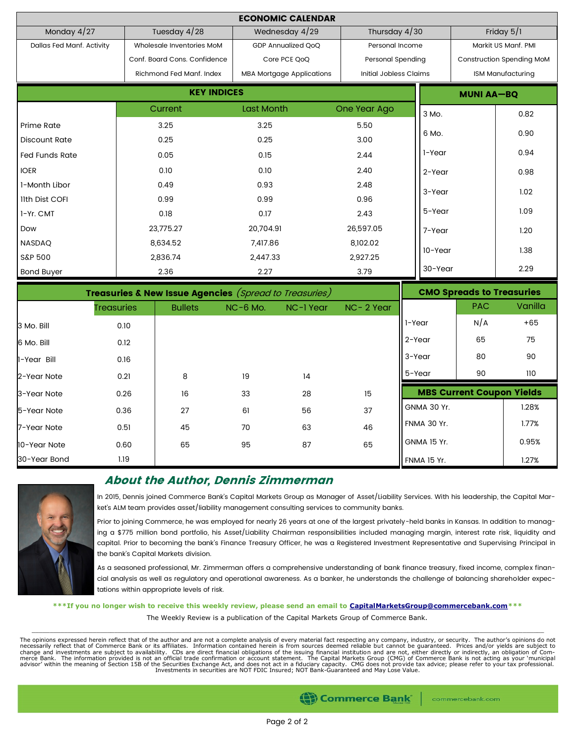## ECONOMIC CALENDAR

| Monday 4/27 | Tuesday 4/28 | Wednesday 4/29 | Thursday 4/30 | Friday 5/1 |
|---|---|---|---|---|
| Dallas Fed Manf. Activity | Wholesale Inventories MoM | GDP Annualized QoQ | Personal Income | Markit US Manf. PMI |
| | Conf. Board Cons. Confidence | Core PCE QoQ | Personal Spending | Construction Spending MoM |
| | Richmond Fed Manf. Index | MBA Mortgage Applications | Initial Jobless Claims | ISM Manufacturing |

## KEY INDICES

| | Current | Last Month | One Year Ago |
|---|---|---|---|
| Prime Rate | 3.25 | 3.25 | 5.50 |
| Discount Rate | 0.25 | 0.25 | 3.00 |
| Fed Funds Rate | 0.05 | 0.15 | 2.44 |
| IOER | 0.10 | 0.10 | 2.40 |
| 1-Month Libor | 0.49 | 0.93 | 2.48 |
| 11th Dist COFI | 0.99 | 0.99 | 0.96 |
| 1-Yr. CMT | 0.18 | 0.17 | 2.43 |
| Dow | 23,775.27 | 20,704.91 | 26,597.05 |
| NASDAQ | 8,634.52 | 7,417.86 | 8,102.02 |
| S&P 500 | 2,836.74 | 2,447.33 | 2,927.25 |
| Bond Buyer | 2.36 | 2.27 | 3.79 |

## MUNI AA—BQ

| | |
|---|---|
| 3 Mo. | 0.82 |
| 6 Mo. | 0.90 |
| 1-Year | 0.94 |
| 2-Year | 0.98 |
| 3-Year | 1.02 |
| 5-Year | 1.09 |
| 7-Year | 1.20 |
| 10-Year | 1.38 |
| 30-Year | 2.29 |

## Treasuries & New Issue Agencies *(Spread to Treasuries)*

| | Treasuries | Bullets | NC-6 Mo. | NC-1 Year | NC- 2 Year |
|---|---|---|---|---|---|
| 3 Mo. Bill | 0.10 | | | | |
| 6 Mo. Bill | 0.12 | | | | |
| 1-Year Bill | 0.16 | | | | |
| 2-Year Note | 0.21 | 8 | 19 | 14 | |
| 3-Year Note | 0.26 | 16 | 33 | 28 | 15 |
| 5-Year Note | 0.36 | 27 | 61 | 56 | 37 |
| 7-Year Note | 0.51 | 45 | 70 | 63 | 46 |
| 10-Year Note | 0.60 | 65 | 95 | 87 | 65 |
| 30-Year Bond | 1.19 | | | | |

## CMO Spreads to Treasuries

| | PAC | Vanilla |
|---|---|---|
| 1-Year | N/A | +65 |
| 2-Year | 65 | 75 |
| 3-Year | 80 | 90 |
| 5-Year | 90 | 110 |

## MBS Current Coupon Yields

| | |
|---|---|
| GNMA 30 Yr. | 1.28% |
| FNMA 30 Yr. | 1.77% |
| GNMA 15 Yr. | 0.95% |
| FNMA 15 Yr. | 1.27% |

## *About the Author, Dennis Zimmerman*

In 2015, Dennis joined Commerce Bank's Capital Markets Group as Manager of Asset/Liability Services. With his leadership, the Capital Market's ALM team provides asset/liability management consulting services to community banks.

Prior to joining Commerce, he was employed for nearly 26 years at one of the largest privately-held banks in Kansas. In addition to managing a $775 million bond portfolio, his Asset/Liability Chairman responsibilities included managing margin, interest rate risk, liquidity and capital. Prior to becoming the bank's Finance Treasury Officer, he was a Registered Investment Representative and Supervising Principal in the bank's Capital Markets division.

As a seasoned professional, Mr. Zimmerman offers a comprehensive understanding of bank finance treasury, fixed income, complex financial analysis as well as regulatory and operational awareness. As a banker, he understands the challenge of balancing shareholder expectations within appropriate levels of risk.

**\*\*\*If you no longer wish to receive this weekly review, please send an email to CapitalMarketsGroup@commercebank.com\*\*\***

The Weekly Review is a publication of the Capital Markets Group of Commerce Bank.

The opinions expressed herein reflect that of the author and are not a complete analysis of every material fact respecting any company, industry, or security. The author's opinions do not necessarily reflect that of Commerce Bank or its affiliates. Information contained herein is from sources deemed reliable but cannot be guaranteed. Prices and/or yields are subject to change and investments are subject to availability. CDs are direct financial obligations of the issuing financial institution and are not, either directly or indirectly, an obligation of Commerce Bank. The information provided is not an official trade confirmation or account statement. The Capital Markets Group (CMG) of Commerce Bank is not acting as your 'municipal advisor' within the meaning of Section 15B of the Securities Exchange Act, and does not act in a fiduciary capacity. CMG does not provide tax advice; please refer to your tax professional. Investments in securities are NOT FDIC Insured; NOT Bank-Guaranteed and May Lose Value.

Commerce Bank | commercebank.com